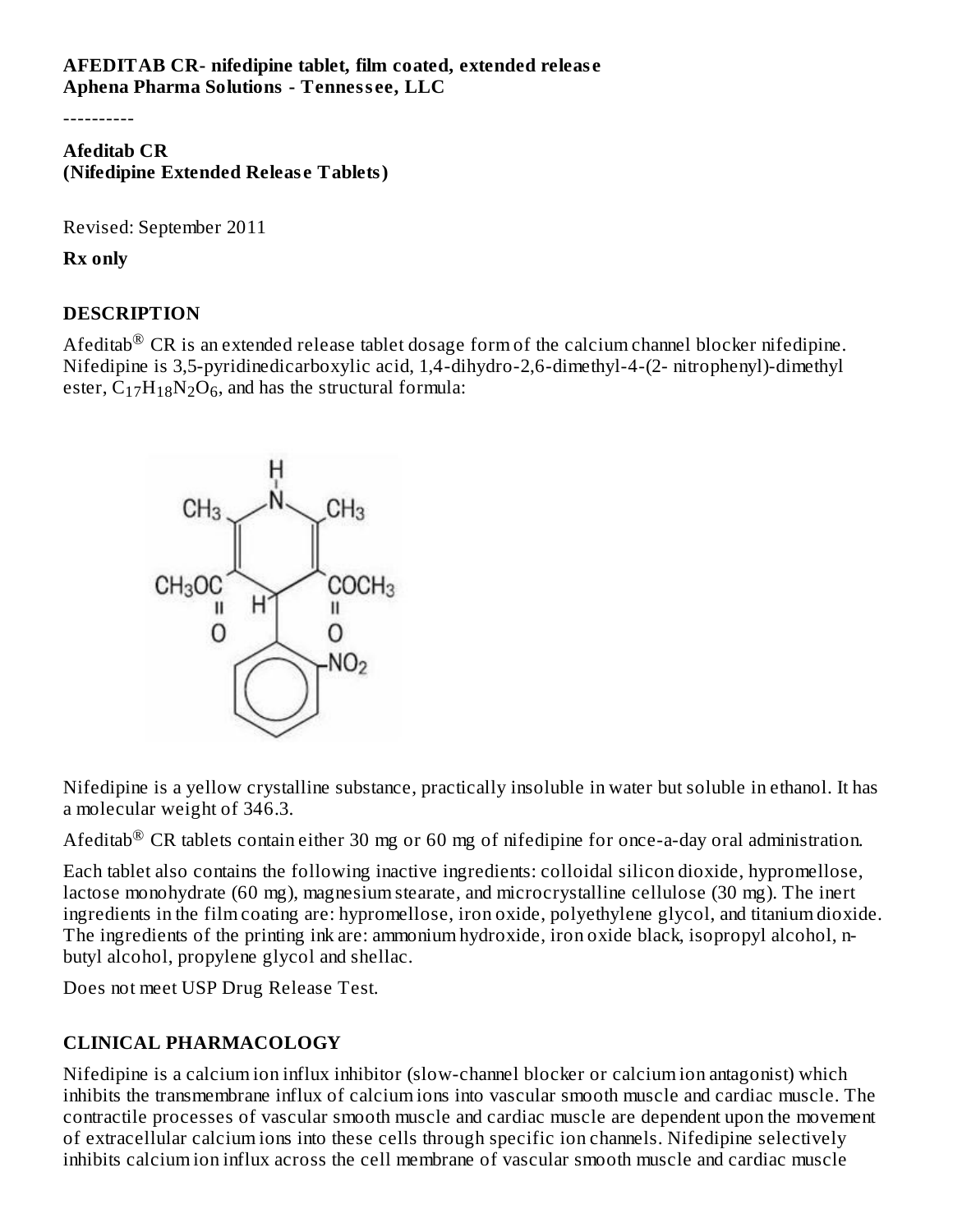**AFEDITAB CR- nifedipine tablet, film coated, extended release**
**Aphena Pharma Solutions - Tennessee, LLC**

----------

**Afeditab CR**
**(Nifedipine Extended Release Tablets)**

Revised: September 2011

**Rx only**

## DESCRIPTION

Afeditab® CR is an extended release tablet dosage form of the calcium channel blocker nifedipine. Nifedipine is 3,5-pyridinedicarboxylic acid, 1,4-dihydro-2,6-dimethyl-4-(2- nitrophenyl)-dimethyl ester, $C_{17}H_{18}N_2O_6$, and has the structural formula:

Nifedipine is a yellow crystalline substance, practically insoluble in water but soluble in ethanol. It has a molecular weight of 346.3.

Afeditab® CR tablets contain either 30 mg or 60 mg of nifedipine for once-a-day oral administration.

Each tablet also contains the following inactive ingredients: colloidal silicon dioxide, hypromellose, lactose monohydrate (60 mg), magnesium stearate, and microcrystalline cellulose (30 mg). The inert ingredients in the film coating are: hypromellose, iron oxide, polyethylene glycol, and titanium dioxide. The ingredients of the printing ink are: ammonium hydroxide, iron oxide black, isopropyl alcohol, n-butyl alcohol, propylene glycol and shellac.

Does not meet USP Drug Release Test.

## CLINICAL PHARMACOLOGY

Nifedipine is a calcium ion influx inhibitor (slow-channel blocker or calcium ion antagonist) which inhibits the transmembrane influx of calcium ions into vascular smooth muscle and cardiac muscle. The contractile processes of vascular smooth muscle and cardiac muscle are dependent upon the movement of extracellular calcium ions into these cells through specific ion channels. Nifedipine selectively inhibits calcium ion influx across the cell membrane of vascular smooth muscle and cardiac muscle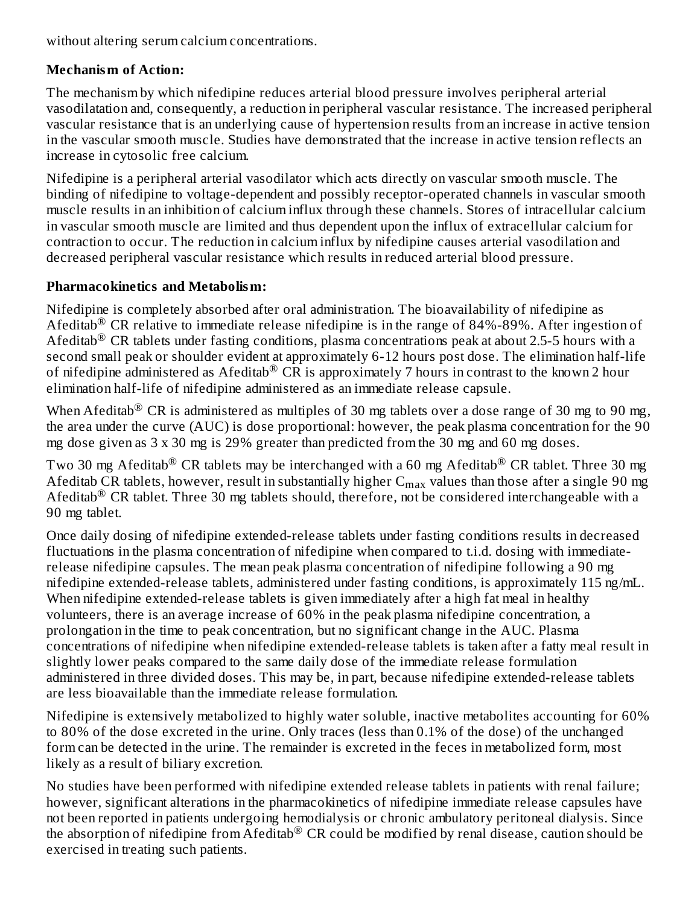without altering serum calcium concentrations.

**Mechanism of Action:**

The mechanism by which nifedipine reduces arterial blood pressure involves peripheral arterial vasodilatation and, consequently, a reduction in peripheral vascular resistance. The increased peripheral vascular resistance that is an underlying cause of hypertension results from an increase in active tension in the vascular smooth muscle. Studies have demonstrated that the increase in active tension reflects an increase in cytosolic free calcium.

Nifedipine is a peripheral arterial vasodilator which acts directly on vascular smooth muscle. The binding of nifedipine to voltage-dependent and possibly receptor-operated channels in vascular smooth muscle results in an inhibition of calcium influx through these channels. Stores of intracellular calcium in vascular smooth muscle are limited and thus dependent upon the influx of extracellular calcium for contraction to occur. The reduction in calcium influx by nifedipine causes arterial vasodilation and decreased peripheral vascular resistance which results in reduced arterial blood pressure.

**Pharmacokinetics and Metabolism:**

Nifedipine is completely absorbed after oral administration. The bioavailability of nifedipine as Afeditab® CR relative to immediate release nifedipine is in the range of 84%-89%. After ingestion of Afeditab® CR tablets under fasting conditions, plasma concentrations peak at about 2.5-5 hours with a second small peak or shoulder evident at approximately 6-12 hours post dose. The elimination half-life of nifedipine administered as Afeditab® CR is approximately 7 hours in contrast to the known 2 hour elimination half-life of nifedipine administered as an immediate release capsule.

When Afeditab® CR is administered as multiples of 30 mg tablets over a dose range of 30 mg to 90 mg, the area under the curve (AUC) is dose proportional: however, the peak plasma concentration for the 90 mg dose given as 3 x 30 mg is 29% greater than predicted from the 30 mg and 60 mg doses.

Two 30 mg Afeditab® CR tablets may be interchanged with a 60 mg Afeditab® CR tablet. Three 30 mg Afeditab CR tablets, however, result in substantially higher $C_{max}$ values than those after a single 90 mg Afeditab® CR tablet. Three 30 mg tablets should, therefore, not be considered interchangeable with a 90 mg tablet.

Once daily dosing of nifedipine extended-release tablets under fasting conditions results in decreased fluctuations in the plasma concentration of nifedipine when compared to t.i.d. dosing with immediate-release nifedipine capsules. The mean peak plasma concentration of nifedipine following a 90 mg nifedipine extended-release tablets, administered under fasting conditions, is approximately 115 ng/mL. When nifedipine extended-release tablets is given immediately after a high fat meal in healthy volunteers, there is an average increase of 60% in the peak plasma nifedipine concentration, a prolongation in the time to peak concentration, but no significant change in the AUC. Plasma concentrations of nifedipine when nifedipine extended-release tablets is taken after a fatty meal result in slightly lower peaks compared to the same daily dose of the immediate release formulation administered in three divided doses. This may be, in part, because nifedipine extended-release tablets are less bioavailable than the immediate release formulation.

Nifedipine is extensively metabolized to highly water soluble, inactive metabolites accounting for 60% to 80% of the dose excreted in the urine. Only traces (less than 0.1% of the dose) of the unchanged form can be detected in the urine. The remainder is excreted in the feces in metabolized form, most likely as a result of biliary excretion.

No studies have been performed with nifedipine extended release tablets in patients with renal failure; however, significant alterations in the pharmacokinetics of nifedipine immediate release capsules have not been reported in patients undergoing hemodialysis or chronic ambulatory peritoneal dialysis. Since the absorption of nifedipine from Afeditab® CR could be modified by renal disease, caution should be exercised in treating such patients.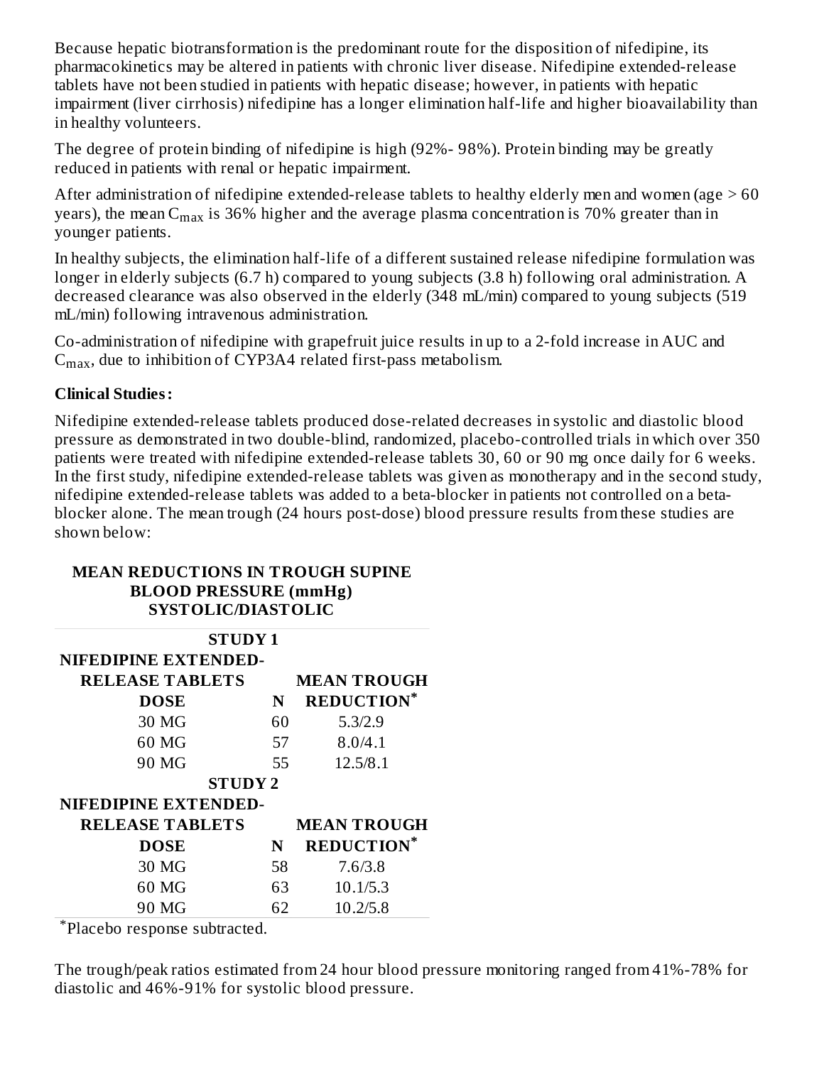Because hepatic biotransformation is the predominant route for the disposition of nifedipine, its pharmacokinetics may be altered in patients with chronic liver disease. Nifedipine extended-release tablets have not been studied in patients with hepatic disease; however, in patients with hepatic impairment (liver cirrhosis) nifedipine has a longer elimination half-life and higher bioavailability than in healthy volunteers.

The degree of protein binding of nifedipine is high (92%- 98%). Protein binding may be greatly reduced in patients with renal or hepatic impairment.

After administration of nifedipine extended-release tablets to healthy elderly men and women (age > 60 years), the mean $C_{max}$ is 36% higher and the average plasma concentration is 70% greater than in younger patients.

In healthy subjects, the elimination half-life of a different sustained release nifedipine formulation was longer in elderly subjects (6.7 h) compared to young subjects (3.8 h) following oral administration. A decreased clearance was also observed in the elderly (348 mL/min) compared to young subjects (519 mL/min) following intravenous administration.

Co-administration of nifedipine with grapefruit juice results in up to a 2-fold increase in AUC and $C_{max}$, due to inhibition of CYP3A4 related first-pass metabolism.

**Clinical Studies:**

Nifedipine extended-release tablets produced dose-related decreases in systolic and diastolic blood pressure as demonstrated in two double-blind, randomized, placebo-controlled trials in which over 350 patients were treated with nifedipine extended-release tablets 30, 60 or 90 mg once daily for 6 weeks. In the first study, nifedipine extended-release tablets was given as monotherapy and in the second study, nifedipine extended-release tablets was added to a beta-blocker in patients not controlled on a beta-blocker alone. The mean trough (24 hours post-dose) blood pressure results from these studies are shown below:

**MEAN REDUCTIONS IN TROUGH SUPINE BLOOD PRESSURE (mmHg) SYSTOLIC/DIASTOLIC**

| **STUDY 1** | | |
|---|---|---|
| **NIFEDIPINE EXTENDED-RELEASE TABLETS DOSE** | **N** | **MEAN TROUGH REDUCTION*** |
| 30 MG | 60 | 5.3/2.9 |
| 60 MG | 57 | 8.0/4.1 |
| 90 MG | 55 | 12.5/8.1 |
| **STUDY 2** | | |
| **NIFEDIPINE EXTENDED-RELEASE TABLETS DOSE** | **N** | **MEAN TROUGH REDUCTION*** |
| 30 MG | 58 | 7.6/3.8 |
| 60 MG | 63 | 10.1/5.3 |
| 90 MG | 62 | 10.2/5.8 |

*Placebo response subtracted.

The trough/peak ratios estimated from 24 hour blood pressure monitoring ranged from 41%-78% for diastolic and 46%-91% for systolic blood pressure.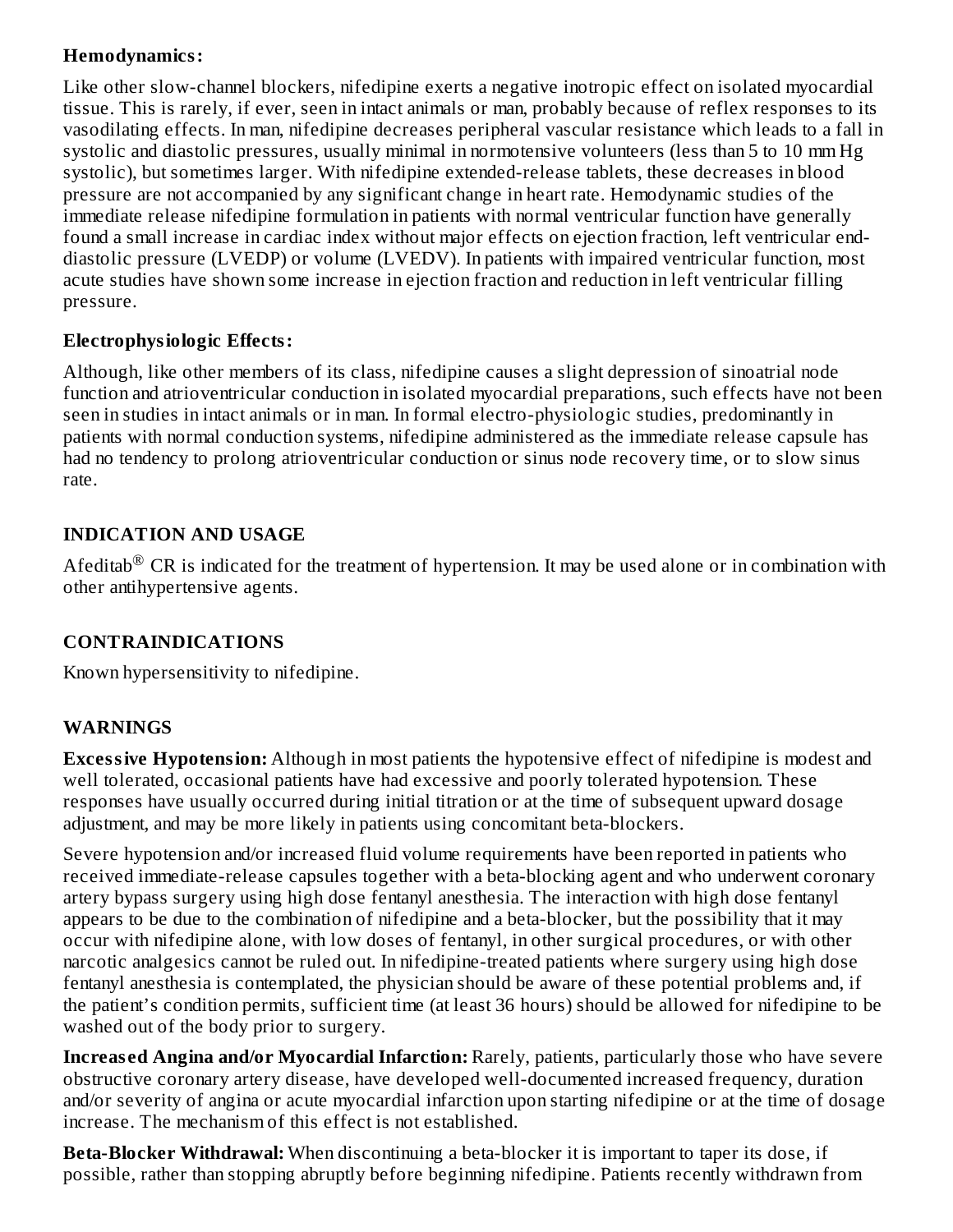**Hemodynamics:**

Like other slow-channel blockers, nifedipine exerts a negative inotropic effect on isolated myocardial tissue. This is rarely, if ever, seen in intact animals or man, probably because of reflex responses to its vasodilating effects. In man, nifedipine decreases peripheral vascular resistance which leads to a fall in systolic and diastolic pressures, usually minimal in normotensive volunteers (less than 5 to 10 mm Hg systolic), but sometimes larger. With nifedipine extended-release tablets, these decreases in blood pressure are not accompanied by any significant change in heart rate. Hemodynamic studies of the immediate release nifedipine formulation in patients with normal ventricular function have generally found a small increase in cardiac index without major effects on ejection fraction, left ventricular end-diastolic pressure (LVEDP) or volume (LVEDV). In patients with impaired ventricular function, most acute studies have shown some increase in ejection fraction and reduction in left ventricular filling pressure.

**Electrophysiologic Effects:**

Although, like other members of its class, nifedipine causes a slight depression of sinoatrial node function and atrioventricular conduction in isolated myocardial preparations, such effects have not been seen in studies in intact animals or in man. In formal electro-physiologic studies, predominantly in patients with normal conduction systems, nifedipine administered as the immediate release capsule has had no tendency to prolong atrioventricular conduction or sinus node recovery time, or to slow sinus rate.

## INDICATION AND USAGE

Afeditab® CR is indicated for the treatment of hypertension. It may be used alone or in combination with other antihypertensive agents.

## CONTRAINDICATIONS

Known hypersensitivity to nifedipine.

## WARNINGS

**Excessive Hypotension:** Although in most patients the hypotensive effect of nifedipine is modest and well tolerated, occasional patients have had excessive and poorly tolerated hypotension. These responses have usually occurred during initial titration or at the time of subsequent upward dosage adjustment, and may be more likely in patients using concomitant beta-blockers.

Severe hypotension and/or increased fluid volume requirements have been reported in patients who received immediate-release capsules together with a beta-blocking agent and who underwent coronary artery bypass surgery using high dose fentanyl anesthesia. The interaction with high dose fentanyl appears to be due to the combination of nifedipine and a beta-blocker, but the possibility that it may occur with nifedipine alone, with low doses of fentanyl, in other surgical procedures, or with other narcotic analgesics cannot be ruled out. In nifedipine-treated patients where surgery using high dose fentanyl anesthesia is contemplated, the physician should be aware of these potential problems and, if the patient's condition permits, sufficient time (at least 36 hours) should be allowed for nifedipine to be washed out of the body prior to surgery.

**Increased Angina and/or Myocardial Infarction:** Rarely, patients, particularly those who have severe obstructive coronary artery disease, have developed well-documented increased frequency, duration and/or severity of angina or acute myocardial infarction upon starting nifedipine or at the time of dosage increase. The mechanism of this effect is not established.

**Beta-Blocker Withdrawal:** When discontinuing a beta-blocker it is important to taper its dose, if possible, rather than stopping abruptly before beginning nifedipine. Patients recently withdrawn from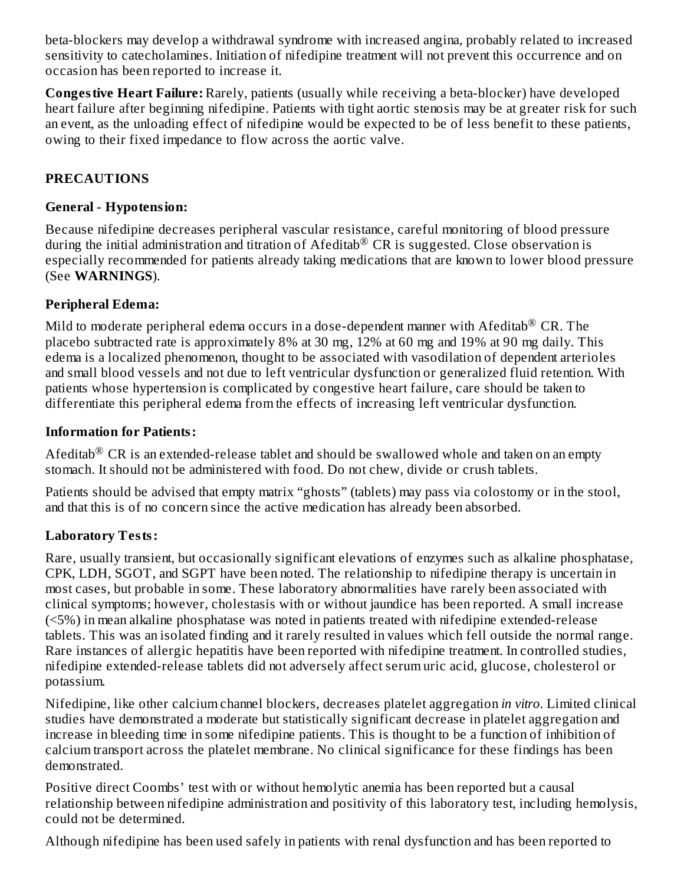beta-blockers may develop a withdrawal syndrome with increased angina, probably related to increased sensitivity to catecholamines. Initiation of nifedipine treatment will not prevent this occurrence and on occasion has been reported to increase it.

**Congestive Heart Failure:** Rarely, patients (usually while receiving a beta-blocker) have developed heart failure after beginning nifedipine. Patients with tight aortic stenosis may be at greater risk for such an event, as the unloading effect of nifedipine would be expected to be of less benefit to these patients, owing to their fixed impedance to flow across the aortic valve.

## PRECAUTIONS

### General - Hypotension:

Because nifedipine decreases peripheral vascular resistance, careful monitoring of blood pressure during the initial administration and titration of Afeditab® CR is suggested. Close observation is especially recommended for patients already taking medications that are known to lower blood pressure (See **WARNINGS**).

### Peripheral Edema:

Mild to moderate peripheral edema occurs in a dose-dependent manner with Afeditab® CR. The placebo subtracted rate is approximately 8% at 30 mg, 12% at 60 mg and 19% at 90 mg daily. This edema is a localized phenomenon, thought to be associated with vasodilation of dependent arterioles and small blood vessels and not due to left ventricular dysfunction or generalized fluid retention. With patients whose hypertension is complicated by congestive heart failure, care should be taken to differentiate this peripheral edema from the effects of increasing left ventricular dysfunction.

### Information for Patients:

Afeditab® CR is an extended-release tablet and should be swallowed whole and taken on an empty stomach. It should not be administered with food. Do not chew, divide or crush tablets.

Patients should be advised that empty matrix "ghosts" (tablets) may pass via colostomy or in the stool, and that this is of no concern since the active medication has already been absorbed.

### Laboratory Tests:

Rare, usually transient, but occasionally significant elevations of enzymes such as alkaline phosphatase, CPK, LDH, SGOT, and SGPT have been noted. The relationship to nifedipine therapy is uncertain in most cases, but probable in some. These laboratory abnormalities have rarely been associated with clinical symptoms; however, cholestasis with or without jaundice has been reported. A small increase (<5%) in mean alkaline phosphatase was noted in patients treated with nifedipine extended-release tablets. This was an isolated finding and it rarely resulted in values which fell outside the normal range. Rare instances of allergic hepatitis have been reported with nifedipine treatment. In controlled studies, nifedipine extended-release tablets did not adversely affect serum uric acid, glucose, cholesterol or potassium.

Nifedipine, like other calcium channel blockers, decreases platelet aggregation *in vitro*. Limited clinical studies have demonstrated a moderate but statistically significant decrease in platelet aggregation and increase in bleeding time in some nifedipine patients. This is thought to be a function of inhibition of calcium transport across the platelet membrane. No clinical significance for these findings has been demonstrated.

Positive direct Coombs' test with or without hemolytic anemia has been reported but a causal relationship between nifedipine administration and positivity of this laboratory test, including hemolysis, could not be determined.

Although nifedipine has been used safely in patients with renal dysfunction and has been reported to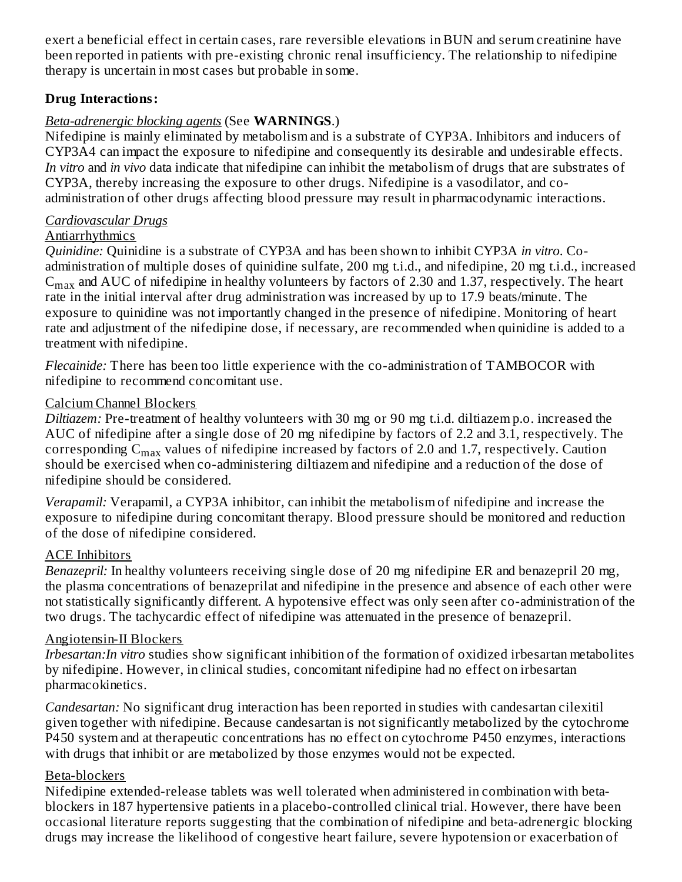exert a beneficial effect in certain cases, rare reversible elevations in BUN and serum creatinine have been reported in patients with pre-existing chronic renal insufficiency. The relationship to nifedipine therapy is uncertain in most cases but probable in some.

**Drug Interactions:**

*Beta-adrenergic blocking agents* (See **WARNINGS**.)
Nifedipine is mainly eliminated by metabolism and is a substrate of CYP3A. Inhibitors and inducers of CYP3A4 can impact the exposure to nifedipine and consequently its desirable and undesirable effects. *In vitro* and *in vivo* data indicate that nifedipine can inhibit the metabolism of drugs that are substrates of CYP3A, thereby increasing the exposure to other drugs. Nifedipine is a vasodilator, and co-administration of other drugs affecting blood pressure may result in pharmacodynamic interactions.

*Cardiovascular Drugs*

Antiarrhythmics

*Quinidine:* Quinidine is a substrate of CYP3A and has been shown to inhibit CYP3A *in vitro*. Co-administration of multiple doses of quinidine sulfate, 200 mg t.i.d., and nifedipine, 20 mg t.i.d., increased $C_{max}$ and AUC of nifedipine in healthy volunteers by factors of 2.30 and 1.37, respectively. The heart rate in the initial interval after drug administration was increased by up to 17.9 beats/minute. The exposure to quinidine was not importantly changed in the presence of nifedipine. Monitoring of heart rate and adjustment of the nifedipine dose, if necessary, are recommended when quinidine is added to a treatment with nifedipine.

*Flecainide:* There has been too little experience with the co-administration of TAMBOCOR with nifedipine to recommend concomitant use.

Calcium Channel Blockers

*Diltiazem:* Pre-treatment of healthy volunteers with 30 mg or 90 mg t.i.d. diltiazem p.o. increased the AUC of nifedipine after a single dose of 20 mg nifedipine by factors of 2.2 and 3.1, respectively. The corresponding $C_{max}$ values of nifedipine increased by factors of 2.0 and 1.7, respectively. Caution should be exercised when co-administering diltiazem and nifedipine and a reduction of the dose of nifedipine should be considered.

*Verapamil:* Verapamil, a CYP3A inhibitor, can inhibit the metabolism of nifedipine and increase the exposure to nifedipine during concomitant therapy. Blood pressure should be monitored and reduction of the dose of nifedipine considered.

ACE Inhibitors

*Benazepril:* In healthy volunteers receiving single dose of 20 mg nifedipine ER and benazepril 20 mg, the plasma concentrations of benazeprilat and nifedipine in the presence and absence of each other were not statistically significantly different. A hypotensive effect was only seen after co-administration of the two drugs. The tachycardic effect of nifedipine was attenuated in the presence of benazepril.

Angiotensin-II Blockers

*Irbesartan:In vitro* studies show significant inhibition of the formation of oxidized irbesartan metabolites by nifedipine. However, in clinical studies, concomitant nifedipine had no effect on irbesartan pharmacokinetics.

*Candesartan:* No significant drug interaction has been reported in studies with candesartan cilexitil given together with nifedipine. Because candesartan is not significantly metabolized by the cytochrome P450 system and at therapeutic concentrations has no effect on cytochrome P450 enzymes, interactions with drugs that inhibit or are metabolized by those enzymes would not be expected.

Beta-blockers

Nifedipine extended-release tablets was well tolerated when administered in combination with beta-blockers in 187 hypertensive patients in a placebo-controlled clinical trial. However, there have been occasional literature reports suggesting that the combination of nifedipine and beta-adrenergic blocking drugs may increase the likelihood of congestive heart failure, severe hypotension or exacerbation of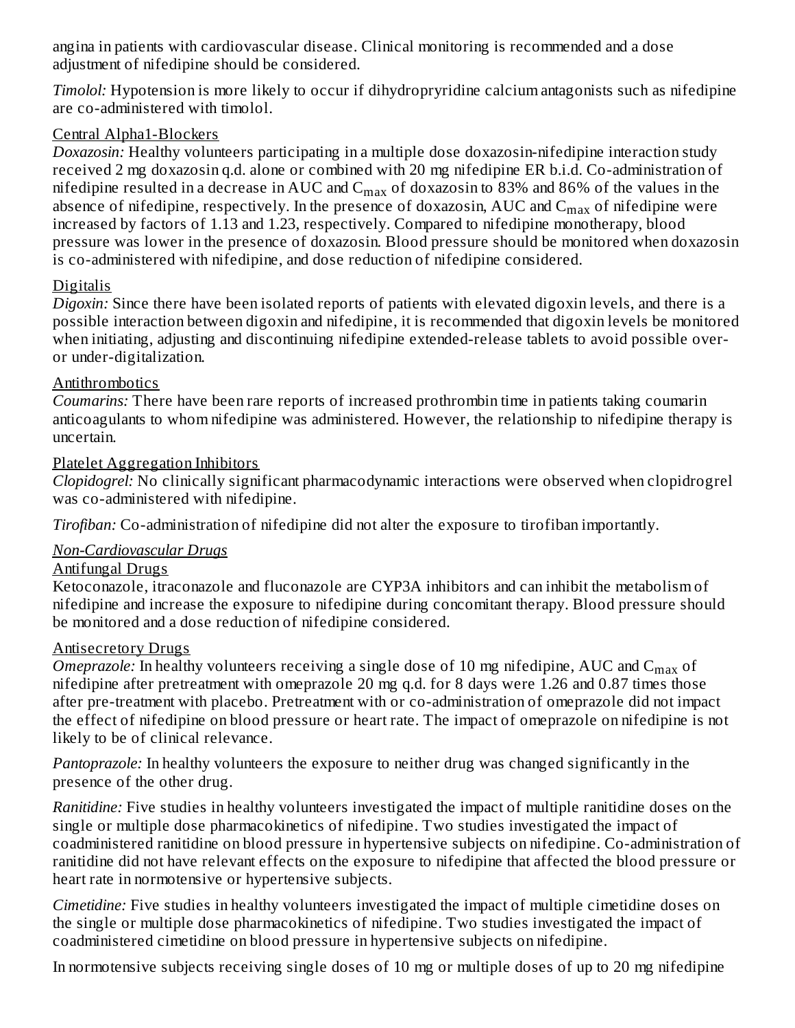angina in patients with cardiovascular disease. Clinical monitoring is recommended and a dose adjustment of nifedipine should be considered.

*Timolol:* Hypotension is more likely to occur if dihydropryridine calcium antagonists such as nifedipine are co-administered with timolol.

Central Alpha1-Blockers

*Doxazosin:* Healthy volunteers participating in a multiple dose doxazosin-nifedipine interaction study received 2 mg doxazosin q.d. alone or combined with 20 mg nifedipine ER b.i.d. Co-administration of nifedipine resulted in a decrease in AUC and $C_{max}$ of doxazosin to 83% and 86% of the values in the absence of nifedipine, respectively. In the presence of doxazosin, AUC and $C_{max}$ of nifedipine were increased by factors of 1.13 and 1.23, respectively. Compared to nifedipine monotherapy, blood pressure was lower in the presence of doxazosin. Blood pressure should be monitored when doxazosin is co-administered with nifedipine, and dose reduction of nifedipine considered.

Digitalis

*Digoxin:* Since there have been isolated reports of patients with elevated digoxin levels, and there is a possible interaction between digoxin and nifedipine, it is recommended that digoxin levels be monitored when initiating, adjusting and discontinuing nifedipine extended-release tablets to avoid possible over- or under-digitalization.

Antithrombotics

*Coumarins:* There have been rare reports of increased prothrombin time in patients taking coumarin anticoagulants to whom nifedipine was administered. However, the relationship to nifedipine therapy is uncertain.

Platelet Aggregation Inhibitors

*Clopidogrel:* No clinically significant pharmacodynamic interactions were observed when clopidrogrel was co-administered with nifedipine.

*Tirofiban:* Co-administration of nifedipine did not alter the exposure to tirofiban importantly.

*Non-Cardiovascular Drugs*

Antifungal Drugs

Ketoconazole, itraconazole and fluconazole are CYP3A inhibitors and can inhibit the metabolism of nifedipine and increase the exposure to nifedipine during concomitant therapy. Blood pressure should be monitored and a dose reduction of nifedipine considered.

Antisecretory Drugs

*Omeprazole:* In healthy volunteers receiving a single dose of 10 mg nifedipine, AUC and $C_{max}$ of nifedipine after pretreatment with omeprazole 20 mg q.d. for 8 days were 1.26 and 0.87 times those after pre-treatment with placebo. Pretreatment with or co-administration of omeprazole did not impact the effect of nifedipine on blood pressure or heart rate. The impact of omeprazole on nifedipine is not likely to be of clinical relevance.

*Pantoprazole:* In healthy volunteers the exposure to neither drug was changed significantly in the presence of the other drug.

*Ranitidine:* Five studies in healthy volunteers investigated the impact of multiple ranitidine doses on the single or multiple dose pharmacokinetics of nifedipine. Two studies investigated the impact of coadministered ranitidine on blood pressure in hypertensive subjects on nifedipine. Co-administration of ranitidine did not have relevant effects on the exposure to nifedipine that affected the blood pressure or heart rate in normotensive or hypertensive subjects.

*Cimetidine:* Five studies in healthy volunteers investigated the impact of multiple cimetidine doses on the single or multiple dose pharmacokinetics of nifedipine. Two studies investigated the impact of coadministered cimetidine on blood pressure in hypertensive subjects on nifedipine.

In normotensive subjects receiving single doses of 10 mg or multiple doses of up to 20 mg nifedipine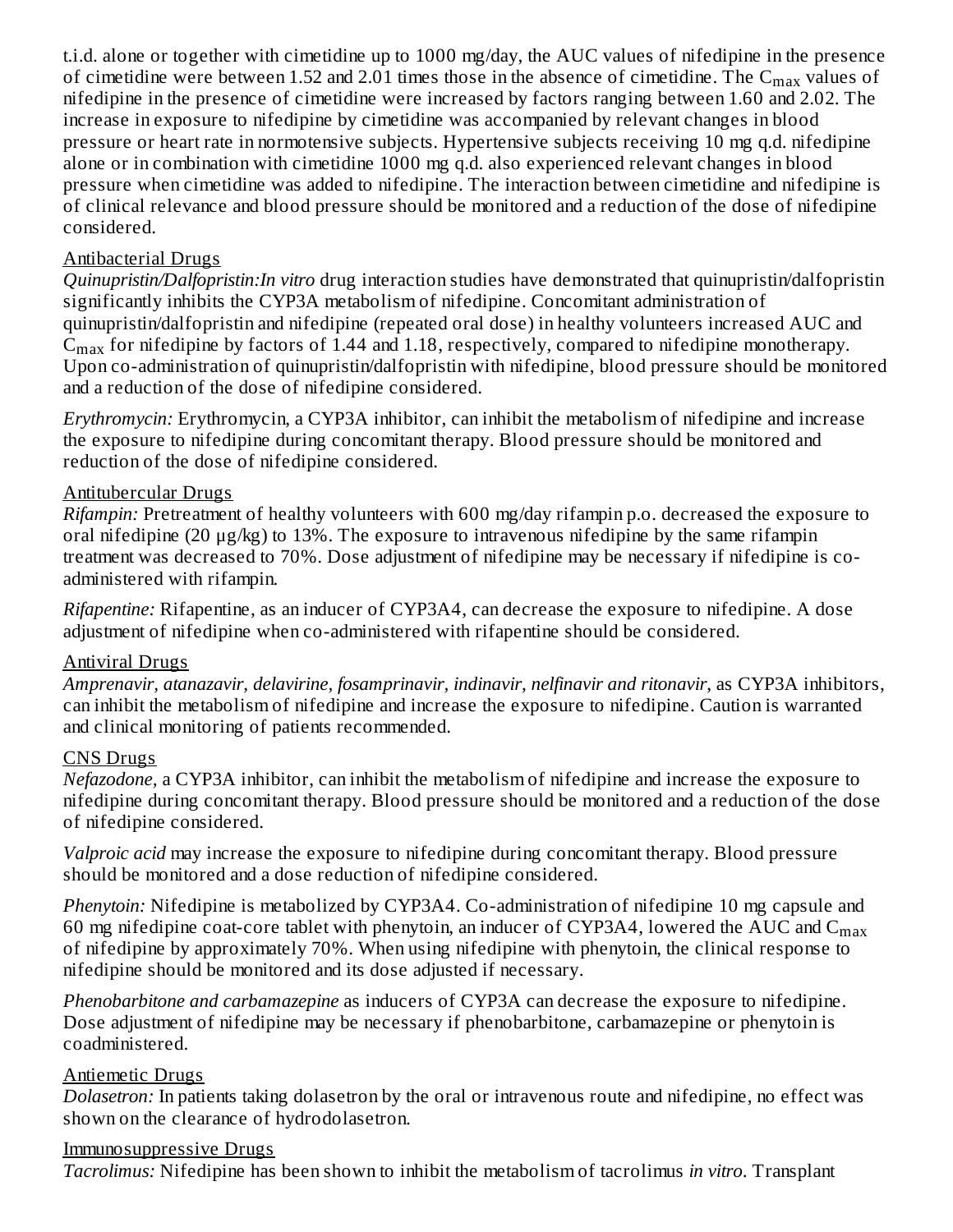t.i.d. alone or together with cimetidine up to 1000 mg/day, the AUC values of nifedipine in the presence of cimetidine were between 1.52 and 2.01 times those in the absence of cimetidine. The $C_{max}$ values of nifedipine in the presence of cimetidine were increased by factors ranging between 1.60 and 2.02. The increase in exposure to nifedipine by cimetidine was accompanied by relevant changes in blood pressure or heart rate in normotensive subjects. Hypertensive subjects receiving 10 mg q.d. nifedipine alone or in combination with cimetidine 1000 mg q.d. also experienced relevant changes in blood pressure when cimetidine was added to nifedipine. The interaction between cimetidine and nifedipine is of clinical relevance and blood pressure should be monitored and a reduction of the dose of nifedipine considered.

Antibacterial Drugs

*Quinupristin/Dalfopristin:In vitro* drug interaction studies have demonstrated that quinupristin/dalfopristin significantly inhibits the CYP3A metabolism of nifedipine. Concomitant administration of quinupristin/dalfopristin and nifedipine (repeated oral dose) in healthy volunteers increased AUC and $C_{max}$ for nifedipine by factors of 1.44 and 1.18, respectively, compared to nifedipine monotherapy. Upon co-administration of quinupristin/dalfopristin with nifedipine, blood pressure should be monitored and a reduction of the dose of nifedipine considered.

*Erythromycin:* Erythromycin, a CYP3A inhibitor, can inhibit the metabolism of nifedipine and increase the exposure to nifedipine during concomitant therapy. Blood pressure should be monitored and reduction of the dose of nifedipine considered.

Antitubercular Drugs

*Rifampin:* Pretreatment of healthy volunteers with 600 mg/day rifampin p.o. decreased the exposure to oral nifedipine (20 µg/kg) to 13%. The exposure to intravenous nifedipine by the same rifampin treatment was decreased to 70%. Dose adjustment of nifedipine may be necessary if nifedipine is co-administered with rifampin.

*Rifapentine:* Rifapentine, as an inducer of CYP3A4, can decrease the exposure to nifedipine. A dose adjustment of nifedipine when co-administered with rifapentine should be considered.

Antiviral Drugs

*Amprenavir, atanazavir, delavirine, fosamprinavir, indinavir, nelfinavir and ritonavir*, as CYP3A inhibitors, can inhibit the metabolism of nifedipine and increase the exposure to nifedipine. Caution is warranted and clinical monitoring of patients recommended.

CNS Drugs

*Nefazodone*, a CYP3A inhibitor, can inhibit the metabolism of nifedipine and increase the exposure to nifedipine during concomitant therapy. Blood pressure should be monitored and a reduction of the dose of nifedipine considered.

*Valproic acid* may increase the exposure to nifedipine during concomitant therapy. Blood pressure should be monitored and a dose reduction of nifedipine considered.

*Phenytoin:* Nifedipine is metabolized by CYP3A4. Co-administration of nifedipine 10 mg capsule and 60 mg nifedipine coat-core tablet with phenytoin, an inducer of CYP3A4, lowered the AUC and $C_{max}$ of nifedipine by approximately 70%. When using nifedipine with phenytoin, the clinical response to nifedipine should be monitored and its dose adjusted if necessary.

*Phenobarbitone and carbamazepine* as inducers of CYP3A can decrease the exposure to nifedipine. Dose adjustment of nifedipine may be necessary if phenobarbitone, carbamazepine or phenytoin is coadministered.

Antiemetic Drugs

*Dolasetron:* In patients taking dolasetron by the oral or intravenous route and nifedipine, no effect was shown on the clearance of hydrodolasetron.

Immunosuppressive Drugs

*Tacrolimus:* Nifedipine has been shown to inhibit the metabolism of tacrolimus *in vitro*. Transplant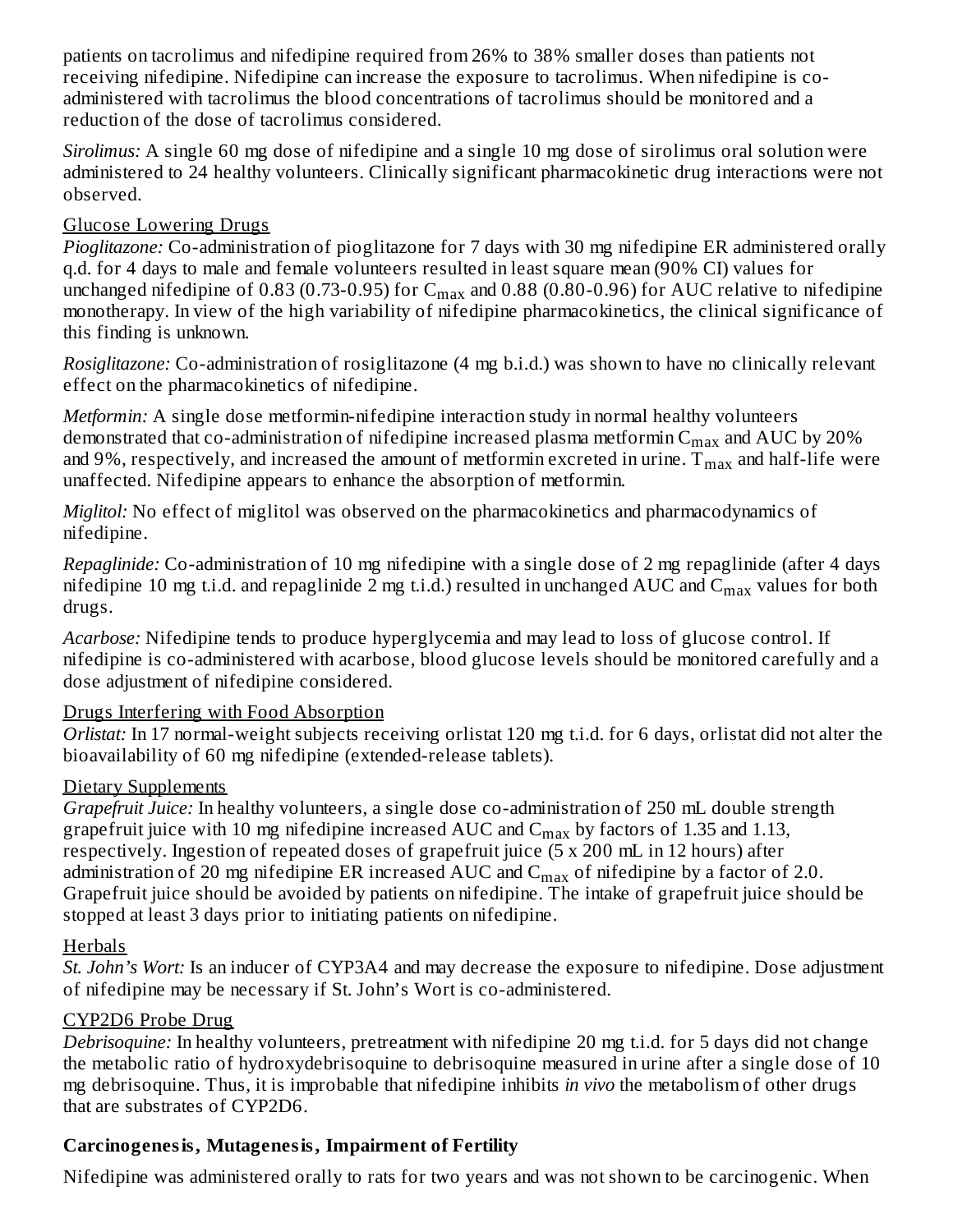patients on tacrolimus and nifedipine required from 26% to 38% smaller doses than patients not receiving nifedipine. Nifedipine can increase the exposure to tacrolimus. When nifedipine is co-administered with tacrolimus the blood concentrations of tacrolimus should be monitored and a reduction of the dose of tacrolimus considered.

*Sirolimus:* A single 60 mg dose of nifedipine and a single 10 mg dose of sirolimus oral solution were administered to 24 healthy volunteers. Clinically significant pharmacokinetic drug interactions were not observed.

Glucose Lowering Drugs

*Pioglitazone:* Co-administration of pioglitazone for 7 days with 30 mg nifedipine ER administered orally q.d. for 4 days to male and female volunteers resulted in least square mean (90% CI) values for unchanged nifedipine of 0.83 (0.73-0.95) for $C_{max}$ and 0.88 (0.80-0.96) for AUC relative to nifedipine monotherapy. In view of the high variability of nifedipine pharmacokinetics, the clinical significance of this finding is unknown.

*Rosiglitazone:* Co-administration of rosiglitazone (4 mg b.i.d.) was shown to have no clinically relevant effect on the pharmacokinetics of nifedipine.

*Metformin:* A single dose metformin-nifedipine interaction study in normal healthy volunteers demonstrated that co-administration of nifedipine increased plasma metformin $C_{max}$ and AUC by 20% and 9%, respectively, and increased the amount of metformin excreted in urine. $T_{max}$ and half-life were unaffected. Nifedipine appears to enhance the absorption of metformin.

*Miglitol:* No effect of miglitol was observed on the pharmacokinetics and pharmacodynamics of nifedipine.

*Repaglinide:* Co-administration of 10 mg nifedipine with a single dose of 2 mg repaglinide (after 4 days nifedipine 10 mg t.i.d. and repaglinide 2 mg t.i.d.) resulted in unchanged AUC and $C_{max}$ values for both drugs.

*Acarbose:* Nifedipine tends to produce hyperglycemia and may lead to loss of glucose control. If nifedipine is co-administered with acarbose, blood glucose levels should be monitored carefully and a dose adjustment of nifedipine considered.

Drugs Interfering with Food Absorption

*Orlistat:* In 17 normal-weight subjects receiving orlistat 120 mg t.i.d. for 6 days, orlistat did not alter the bioavailability of 60 mg nifedipine (extended-release tablets).

Dietary Supplements

*Grapefruit Juice:* In healthy volunteers, a single dose co-administration of 250 mL double strength grapefruit juice with 10 mg nifedipine increased AUC and $C_{max}$ by factors of 1.35 and 1.13, respectively. Ingestion of repeated doses of grapefruit juice (5 x 200 mL in 12 hours) after administration of 20 mg nifedipine ER increased AUC and $C_{max}$ of nifedipine by a factor of 2.0. Grapefruit juice should be avoided by patients on nifedipine. The intake of grapefruit juice should be stopped at least 3 days prior to initiating patients on nifedipine.

Herbals

*St. John's Wort:* Is an inducer of CYP3A4 and may decrease the exposure to nifedipine. Dose adjustment of nifedipine may be necessary if St. John's Wort is co-administered.

CYP2D6 Probe Drug

*Debrisoquine:* In healthy volunteers, pretreatment with nifedipine 20 mg t.i.d. for 5 days did not change the metabolic ratio of hydroxydebrisoquine to debrisoquine measured in urine after a single dose of 10 mg debrisoquine. Thus, it is improbable that nifedipine inhibits *in vivo* the metabolism of other drugs that are substrates of CYP2D6.

**Carcinogenesis, Mutagenesis, Impairment of Fertility**

Nifedipine was administered orally to rats for two years and was not shown to be carcinogenic. When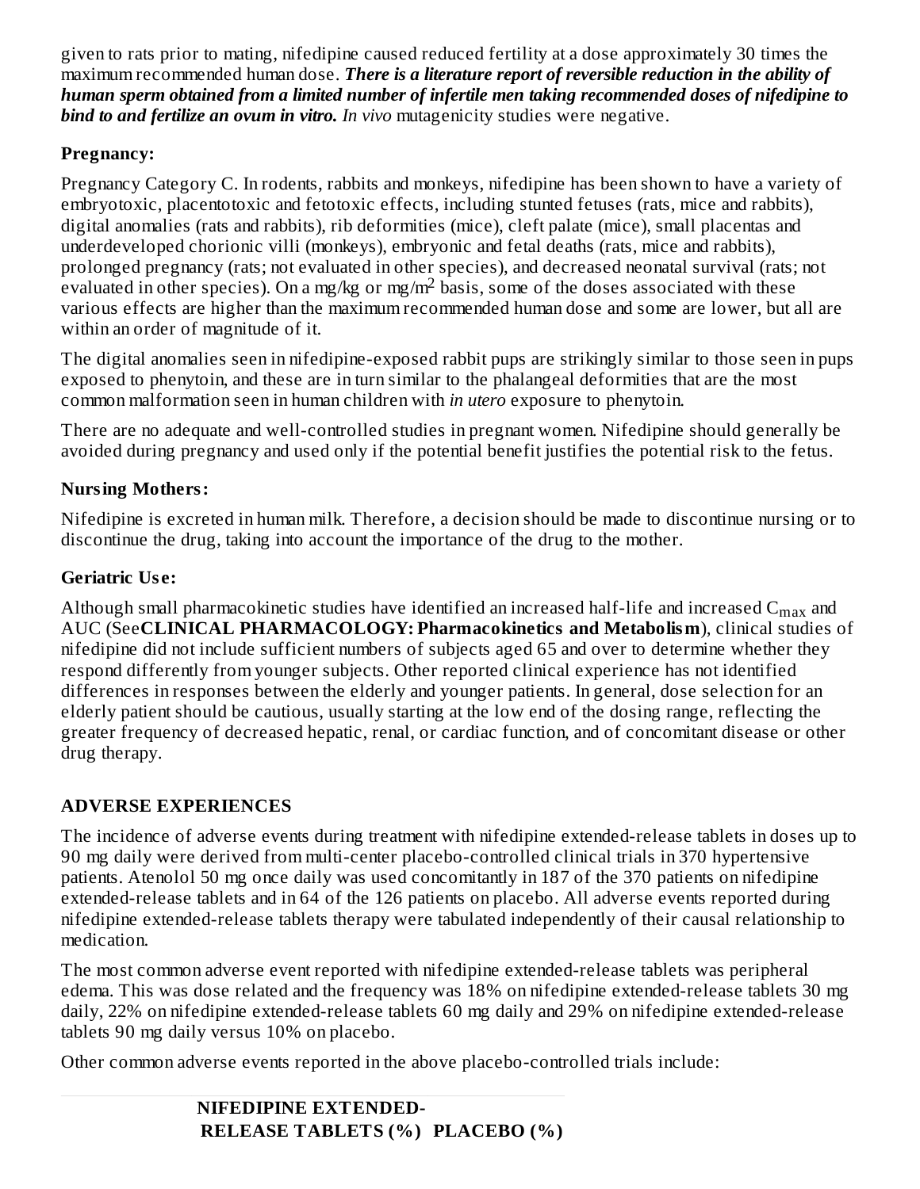given to rats prior to mating, nifedipine caused reduced fertility at a dose approximately 30 times the maximum recommended human dose. ***There is a literature report of reversible reduction in the ability of human sperm obtained from a limited number of infertile men taking recommended doses of nifedipine to bind to and fertilize an ovum in vitro.*** *In vivo* mutagenicity studies were negative.

**Pregnancy:**

Pregnancy Category C. In rodents, rabbits and monkeys, nifedipine has been shown to have a variety of embryotoxic, placentotoxic and fetotoxic effects, including stunted fetuses (rats, mice and rabbits), digital anomalies (rats and rabbits), rib deformities (mice), cleft palate (mice), small placentas and underdeveloped chorionic villi (monkeys), embryonic and fetal deaths (rats, mice and rabbits), prolonged pregnancy (rats; not evaluated in other species), and decreased neonatal survival (rats; not evaluated in other species). On a mg/kg or mg/$m^2$ basis, some of the doses associated with these various effects are higher than the maximum recommended human dose and some are lower, but all are within an order of magnitude of it.

The digital anomalies seen in nifedipine-exposed rabbit pups are strikingly similar to those seen in pups exposed to phenytoin, and these are in turn similar to the phalangeal deformities that are the most common malformation seen in human children with *in utero* exposure to phenytoin.

There are no adequate and well-controlled studies in pregnant women. Nifedipine should generally be avoided during pregnancy and used only if the potential benefit justifies the potential risk to the fetus.

**Nursing Mothers:**

Nifedipine is excreted in human milk. Therefore, a decision should be made to discontinue nursing or to discontinue the drug, taking into account the importance of the drug to the mother.

**Geriatric Use:**

Although small pharmacokinetic studies have identified an increased half-life and increased $C_{max}$ and AUC (See **CLINICAL PHARMACOLOGY: Pharmacokinetics and Metabolism**), clinical studies of nifedipine did not include sufficient numbers of subjects aged 65 and over to determine whether they respond differently from younger subjects. Other reported clinical experience has not identified differences in responses between the elderly and younger patients. In general, dose selection for an elderly patient should be cautious, usually starting at the low end of the dosing range, reflecting the greater frequency of decreased hepatic, renal, or cardiac function, and of concomitant disease or other drug therapy.

## ADVERSE EXPERIENCES

The incidence of adverse events during treatment with nifedipine extended-release tablets in doses up to 90 mg daily were derived from multi-center placebo-controlled clinical trials in 370 hypertensive patients. Atenolol 50 mg once daily was used concomitantly in 187 of the 370 patients on nifedipine extended-release tablets and in 64 of the 126 patients on placebo. All adverse events reported during nifedipine extended-release tablets therapy were tabulated independently of their causal relationship to medication.

The most common adverse event reported with nifedipine extended-release tablets was peripheral edema. This was dose related and the frequency was 18% on nifedipine extended-release tablets 30 mg daily, 22% on nifedipine extended-release tablets 60 mg daily and 29% on nifedipine extended-release tablets 90 mg daily versus 10% on placebo.

Other common adverse events reported in the above placebo-controlled trials include:

| | NIFEDIPINE EXTENDED-RELEASE TABLETS (%) | PLACEBO (%) |
|---|---|---|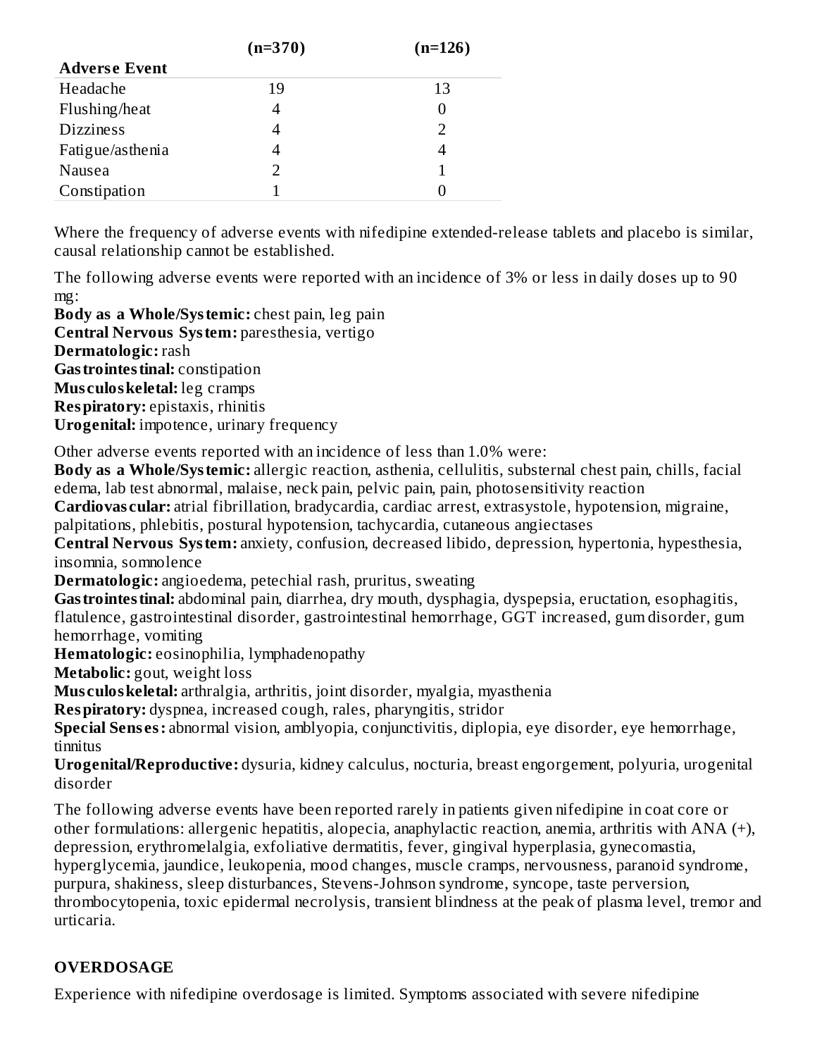| Adverse Event | (n=370) | (n=126) |
| --- | --- | --- |
| Headache | 19 | 13 |
| Flushing/heat | 4 | 0 |
| Dizziness | 4 | 2 |
| Fatigue/asthenia | 4 | 4 |
| Nausea | 2 | 1 |
| Constipation | 1 | 0 |

Where the frequency of adverse events with nifedipine extended-release tablets and placebo is similar, causal relationship cannot be established.

The following adverse events were reported with an incidence of 3% or less in daily doses up to 90 mg:

**Body as a Whole/Systemic:** chest pain, leg pain
**Central Nervous System:** paresthesia, vertigo
**Dermatologic:** rash
**Gastrointestinal:** constipation
**Musculoskeletal:** leg cramps
**Respiratory:** epistaxis, rhinitis
**Urogenital:** impotence, urinary frequency

Other adverse events reported with an incidence of less than 1.0% were:

**Body as a Whole/Systemic:** allergic reaction, asthenia, cellulitis, substernal chest pain, chills, facial edema, lab test abnormal, malaise, neck pain, pelvic pain, pain, photosensitivity reaction
**Cardiovascular:** atrial fibrillation, bradycardia, cardiac arrest, extrasystole, hypotension, migraine, palpitations, phlebitis, postural hypotension, tachycardia, cutaneous angiectases
**Central Nervous System:** anxiety, confusion, decreased libido, depression, hypertonia, hypesthesia, insomnia, somnolence
**Dermatologic:** angioedema, petechial rash, pruritus, sweating
**Gastrointestinal:** abdominal pain, diarrhea, dry mouth, dysphagia, dyspepsia, eructation, esophagitis, flatulence, gastrointestinal disorder, gastrointestinal hemorrhage, GGT increased, gum disorder, gum hemorrhage, vomiting
**Hematologic:** eosinophilia, lymphadenopathy
**Metabolic:** gout, weight loss
**Musculoskeletal:** arthralgia, arthritis, joint disorder, myalgia, myasthenia
**Respiratory:** dyspnea, increased cough, rales, pharyngitis, stridor
**Special Senses:** abnormal vision, amblyopia, conjunctivitis, diplopia, eye disorder, eye hemorrhage, tinnitus
**Urogenital/Reproductive:** dysuria, kidney calculus, nocturia, breast engorgement, polyuria, urogenital disorder

The following adverse events have been reported rarely in patients given nifedipine in coat core or other formulations: allergenic hepatitis, alopecia, anaphylactic reaction, anemia, arthritis with ANA (+), depression, erythromelalgia, exfoliative dermatitis, fever, gingival hyperplasia, gynecomastia, hyperglycemia, jaundice, leukopenia, mood changes, muscle cramps, nervousness, paranoid syndrome, purpura, shakiness, sleep disturbances, Stevens-Johnson syndrome, syncope, taste perversion, thrombocytopenia, toxic epidermal necrolysis, transient blindness at the peak of plasma level, tremor and urticaria.

## OVERDOSAGE

Experience with nifedipine overdosage is limited. Symptoms associated with severe nifedipine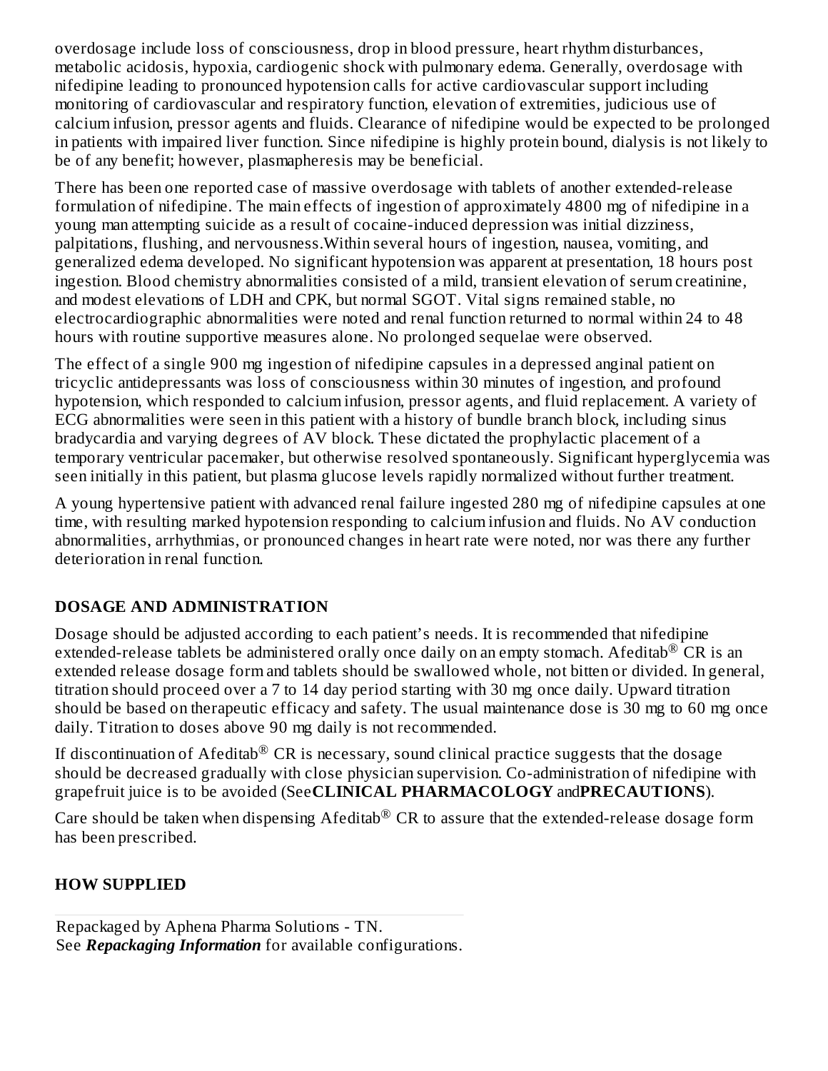overdosage include loss of consciousness, drop in blood pressure, heart rhythm disturbances, metabolic acidosis, hypoxia, cardiogenic shock with pulmonary edema. Generally, overdosage with nifedipine leading to pronounced hypotension calls for active cardiovascular support including monitoring of cardiovascular and respiratory function, elevation of extremities, judicious use of calcium infusion, pressor agents and fluids. Clearance of nifedipine would be expected to be prolonged in patients with impaired liver function. Since nifedipine is highly protein bound, dialysis is not likely to be of any benefit; however, plasmapheresis may be beneficial.

There has been one reported case of massive overdosage with tablets of another extended-release formulation of nifedipine. The main effects of ingestion of approximately 4800 mg of nifedipine in a young man attempting suicide as a result of cocaine-induced depression was initial dizziness, palpitations, flushing, and nervousness.Within several hours of ingestion, nausea, vomiting, and generalized edema developed. No significant hypotension was apparent at presentation, 18 hours post ingestion. Blood chemistry abnormalities consisted of a mild, transient elevation of serum creatinine, and modest elevations of LDH and CPK, but normal SGOT. Vital signs remained stable, no electrocardiographic abnormalities were noted and renal function returned to normal within 24 to 48 hours with routine supportive measures alone. No prolonged sequelae were observed.

The effect of a single 900 mg ingestion of nifedipine capsules in a depressed anginal patient on tricyclic antidepressants was loss of consciousness within 30 minutes of ingestion, and profound hypotension, which responded to calcium infusion, pressor agents, and fluid replacement. A variety of ECG abnormalities were seen in this patient with a history of bundle branch block, including sinus bradycardia and varying degrees of AV block. These dictated the prophylactic placement of a temporary ventricular pacemaker, but otherwise resolved spontaneously. Significant hyperglycemia was seen initially in this patient, but plasma glucose levels rapidly normalized without further treatment.

A young hypertensive patient with advanced renal failure ingested 280 mg of nifedipine capsules at one time, with resulting marked hypotension responding to calcium infusion and fluids. No AV conduction abnormalities, arrhythmias, or pronounced changes in heart rate were noted, nor was there any further deterioration in renal function.

## DOSAGE AND ADMINISTRATION

Dosage should be adjusted according to each patient's needs. It is recommended that nifedipine extended-release tablets be administered orally once daily on an empty stomach. Afeditab® CR is an extended release dosage form and tablets should be swallowed whole, not bitten or divided. In general, titration should proceed over a 7 to 14 day period starting with 30 mg once daily. Upward titration should be based on therapeutic efficacy and safety. The usual maintenance dose is 30 mg to 60 mg once daily. Titration to doses above 90 mg daily is not recommended.

If discontinuation of Afeditab® CR is necessary, sound clinical practice suggests that the dosage should be decreased gradually with close physician supervision. Co-administration of nifedipine with grapefruit juice is to be avoided (See **CLINICAL PHARMACOLOGY** and **PRECAUTIONS**).

Care should be taken when dispensing Afeditab® CR to assure that the extended-release dosage form has been prescribed.

## HOW SUPPLIED

Repackaged by Aphena Pharma Solutions - TN.
See ***Repackaging Information*** for available configurations.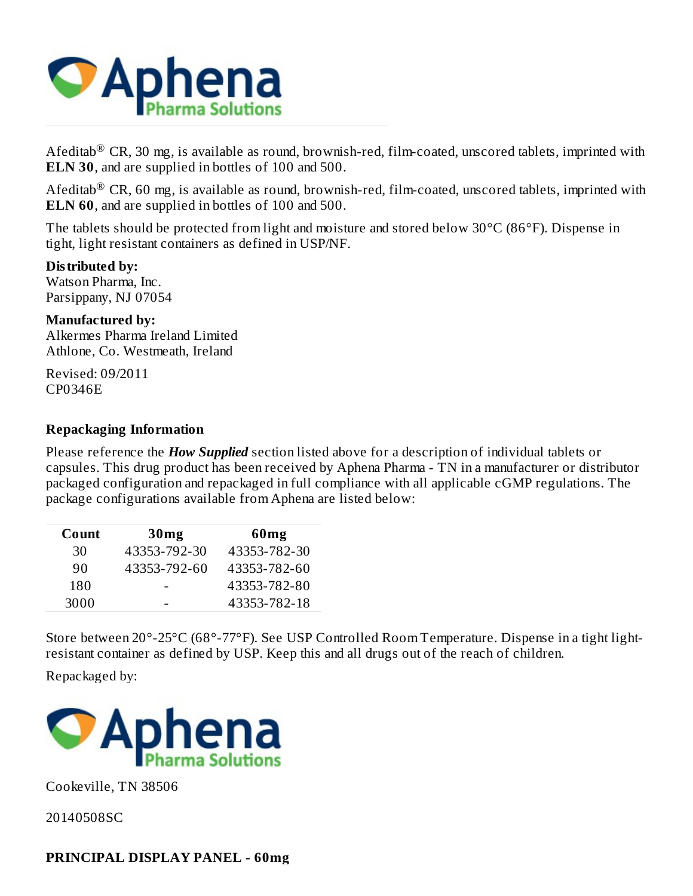Afeditab® CR, 30 mg, is available as round, brownish-red, film-coated, unscored tablets, imprinted with **ELN 30**, and are supplied in bottles of 100 and 500.

Afeditab® CR, 60 mg, is available as round, brownish-red, film-coated, unscored tablets, imprinted with **ELN 60**, and are supplied in bottles of 100 and 500.

The tablets should be protected from light and moisture and stored below 30°C (86°F). Dispense in tight, light resistant containers as defined in USP/NF.

**Distributed by:**
Watson Pharma, Inc.
Parsippany, NJ 07054

**Manufactured by:**
Alkermes Pharma Ireland Limited
Athlone, Co. Westmeath, Ireland

Revised: 09/2011
CP0346E

**Repackaging Information**

Please reference the ***How Supplied*** section listed above for a description of individual tablets or capsules. This drug product has been received by Aphena Pharma - TN in a manufacturer or distributor packaged configuration and repackaged in full compliance with all applicable cGMP regulations. The package configurations available from Aphena are listed below:

| Count | 30mg | 60mg |
|---|---|---|
| 30 | 43353-792-30 | 43353-782-30 |
| 90 | 43353-792-60 | 43353-782-60 |
| 180 | - | 43353-782-80 |
| 3000 | - | 43353-782-18 |

Store between 20°-25°C (68°-77°F). See USP Controlled Room Temperature. Dispense in a tight light-resistant container as defined by USP. Keep this and all drugs out of the reach of children.

Repackaged by:

Aphena Pharma Solutions

Cookeville, TN 38506

20140508SC

**PRINCIPAL DISPLAY PANEL - 60mg**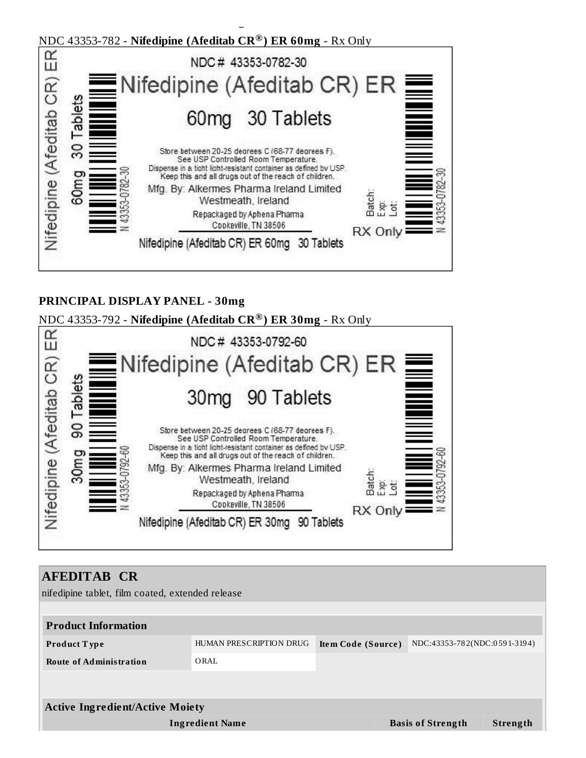NDC 43353-782 - **Nifedipine (Afeditab CR®) ER 60mg** - Rx Only

NDC# 43353-0782-30

Nifedipine (Afeditab CR) ER

60mg 30 Tablets

Store between 20-25 degrees C (68-77 degrees F).
See USP Controlled Room Temperature.
Dispense in a tight light-resistant container as defined by USP.
Keep this and all drugs out of the reach of children.

Mfg. By: Alkermes Pharma Ireland Limited
Westmeath, Ireland

Repackaged by Aphena Pharma
Cookeville, TN 38506

Nifedipine (Afeditab CR) ER 60mg 30 Tablets

Batch:
Exp:
Lot:

RX Only

N 43353-0782-30

**PRINCIPAL DISPLAY PANEL - 30mg**

NDC 43353-792 - **Nifedipine (Afeditab CR®) ER 30mg** - Rx Only

NDC# 43353-0792-60

Nifedipine (Afeditab CR) ER

30mg 90 Tablets

Store between 20-25 degrees C (68-77 degrees F).
See USP Controlled Room Temperature.
Dispense in a tight light-resistant container as defined by USP.
Keep this and all drugs out of the reach of children.

Mfg. By: Alkermes Pharma Ireland Limited
Westmeath, Ireland

Repackaged by Aphena Pharma
Cookeville, TN 38506

Nifedipine (Afeditab CR) ER 30mg 90 Tablets

Batch:
Exp:
Lot:

RX Only

N 43353-0792-60

## AFEDITAB CR

nifedipine tablet, film coated, extended release

| **Product Information** | | | |
|---|---|---|---|
| **Product Type** | HUMAN PRESCRIPTION DRUG | **Item Code (Source)** | NDC:43353-782(NDC:0591-3194) |
| **Route of Administration** | ORAL | | |

| **Active Ingredient/Active Moiety** | | |
|---|---|---|
| **Ingredient Name** | **Basis of Strength** | **Strength** |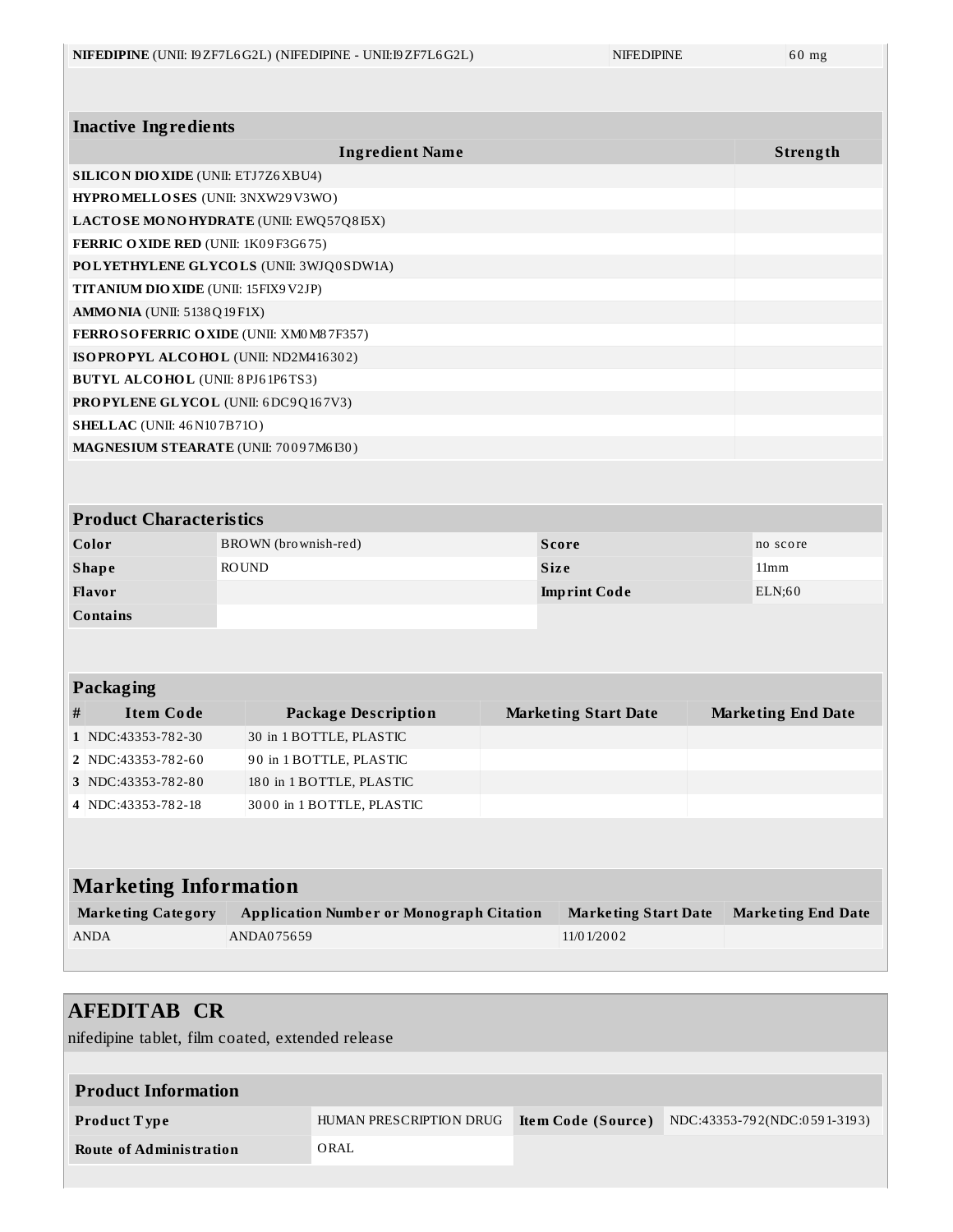| NIFEDIPINE (UNII: I9ZF7L6G2L) (NIFEDIPINE - UNII:I9ZF7L6G2L) | NIFEDIPINE | 60 mg |
|---|---|---|

| Inactive Ingredients | |
|---|---|
| **Ingredient Name** | **Strength** |
| **SILICON DIOXIDE** (UNII: ETJ7Z6XBU4) | |
| **HYPROMELLOSES** (UNII: 3NXW29V3WO) | |
| **LACTOSE MONOHYDRATE** (UNII: EWQ57Q8I5X) | |
| **FERRIC OXIDE RED** (UNII: 1K09F3G675) | |
| **POLYETHYLENE GLYCOLS** (UNII: 3WJQ0SDW1A) | |
| **TITANIUM DIOXIDE** (UNII: 15FIX9V2JP) | |
| **AMMONIA** (UNII: 5138Q19F1X) | |
| **FERROSOFERRIC OXIDE** (UNII: XM0M87F357) | |
| **ISOPROPYL ALCOHOL** (UNII: ND2M416302) | |
| **BUTYL ALCOHOL** (UNII: 8PJ61P6TS3) | |
| **PROPYLENE GLYCOL** (UNII: 6DC9Q167V3) | |
| **SHELLAC** (UNII: 46N107B71O) | |
| **MAGNESIUM STEARATE** (UNII: 70097M6I30) | |

| Product Characteristics | | | |
|---|---|---|---|
| **Color** | BROWN (brownish-red) | **Score** | no score |
| **Shape** | ROUND | **Size** | 11mm |
| **Flavor** | | **Imprint Code** | ELN;60 |
| **Contains** | | | |

| Packaging | | | | |
|---|---|---|---|---|
| **#** | **Item Code** | **Package Description** | **Marketing Start Date** | **Marketing End Date** |
| 1 | NDC:43353-782-30 | 30 in 1 BOTTLE, PLASTIC | | |
| 2 | NDC:43353-782-60 | 90 in 1 BOTTLE, PLASTIC | | |
| 3 | NDC:43353-782-80 | 180 in 1 BOTTLE, PLASTIC | | |
| 4 | NDC:43353-782-18 | 3000 in 1 BOTTLE, PLASTIC | | |

| Marketing Information | | | |
|---|---|---|---|
| **Marketing Category** | **Application Number or Monograph Citation** | **Marketing Start Date** | **Marketing End Date** |
| ANDA | ANDA075659 | 11/01/2002 | |

## AFEDITAB CR

nifedipine tablet, film coated, extended release

| Product Information | | | |
|---|---|---|---|
| **Product Type** | HUMAN PRESCRIPTION DRUG | **Item Code (Source)** | NDC:43353-792(NDC:0591-3193) |
| **Route of Administration** | ORAL | | |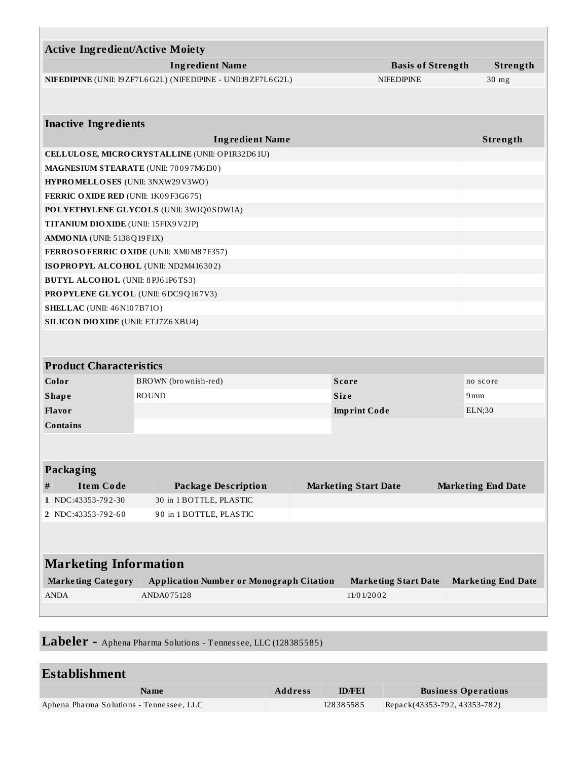| Active Ingredient/Active Moiety | | |
|---|---|---|
| **Ingredient Name** | **Basis of Strength** | **Strength** |
| **NIFEDIPINE** (UNII: I9ZF7L6G2L) (NIFEDIPINE - UNII:I9ZF7L6G2L) | NIFEDIPINE | 30 mg |

| Inactive Ingredients | |
|---|---|
| **Ingredient Name** | **Strength** |
| **CELLULOSE, MICROCRYSTALLINE** (UNII: OP1R32D61U) | |
| **MAGNESIUM STEARATE** (UNII: 70097M6I30) | |
| **HYPROMELLOSES** (UNII: 3NXW29V3WO) | |
| **FERRIC OXIDE RED** (UNII: 1K09F3G675) | |
| **POLYETHYLENE GLYCOLS** (UNII: 3WJQ0SDW1A) | |
| **TITANIUM DIOXIDE** (UNII: 15FIX9V2JP) | |
| **AMMONIA** (UNII: 5138Q19F1X) | |
| **FERROSOFERRIC OXIDE** (UNII: XM0M87F357) | |
| **ISOPROPYL ALCOHOL** (UNII: ND2M416302) | |
| **BUTYL ALCOHOL** (UNII: 8PJ61P6TS3) | |
| **PROPYLENE GLYCOL** (UNII: 6DC9Q167V3) | |
| **SHELLAC** (UNII: 46N107B71O) | |
| **SILICON DIOXIDE** (UNII: ETJ7Z6XBU4) | |

| Product Characteristics | | | |
|---|---|---|---|
| **Color** | BROWN (brownish-red) | **Score** | no score |
| **Shape** | ROUND | **Size** | 9mm |
| **Flavor** | | **Imprint Code** | ELN;30 |
| **Contains** | | | |

| Packaging | | | | |
|---|---|---|---|---|
| **#** | **Item Code** | **Package Description** | **Marketing Start Date** | **Marketing End Date** |
| 1 | NDC:43353-792-30 | 30 in 1 BOTTLE, PLASTIC | | |
| 2 | NDC:43353-792-60 | 90 in 1 BOTTLE, PLASTIC | | |

| Marketing Information | | | |
|---|---|---|---|
| **Marketing Category** | **Application Number or Monograph Citation** | **Marketing Start Date** | **Marketing End Date** |
| ANDA | ANDA075128 | 11/01/2002 | |

## Labeler - Aphena Pharma Solutions - Tennessee, LLC (128385585)

| Establishment | | | |
|---|---|---|---|
| **Name** | **Address** | **ID/FEI** | **Business Operations** |
| Aphena Pharma Solutions - Tennessee, LLC | | 128385585 | Repack(43353-792, 43353-782) |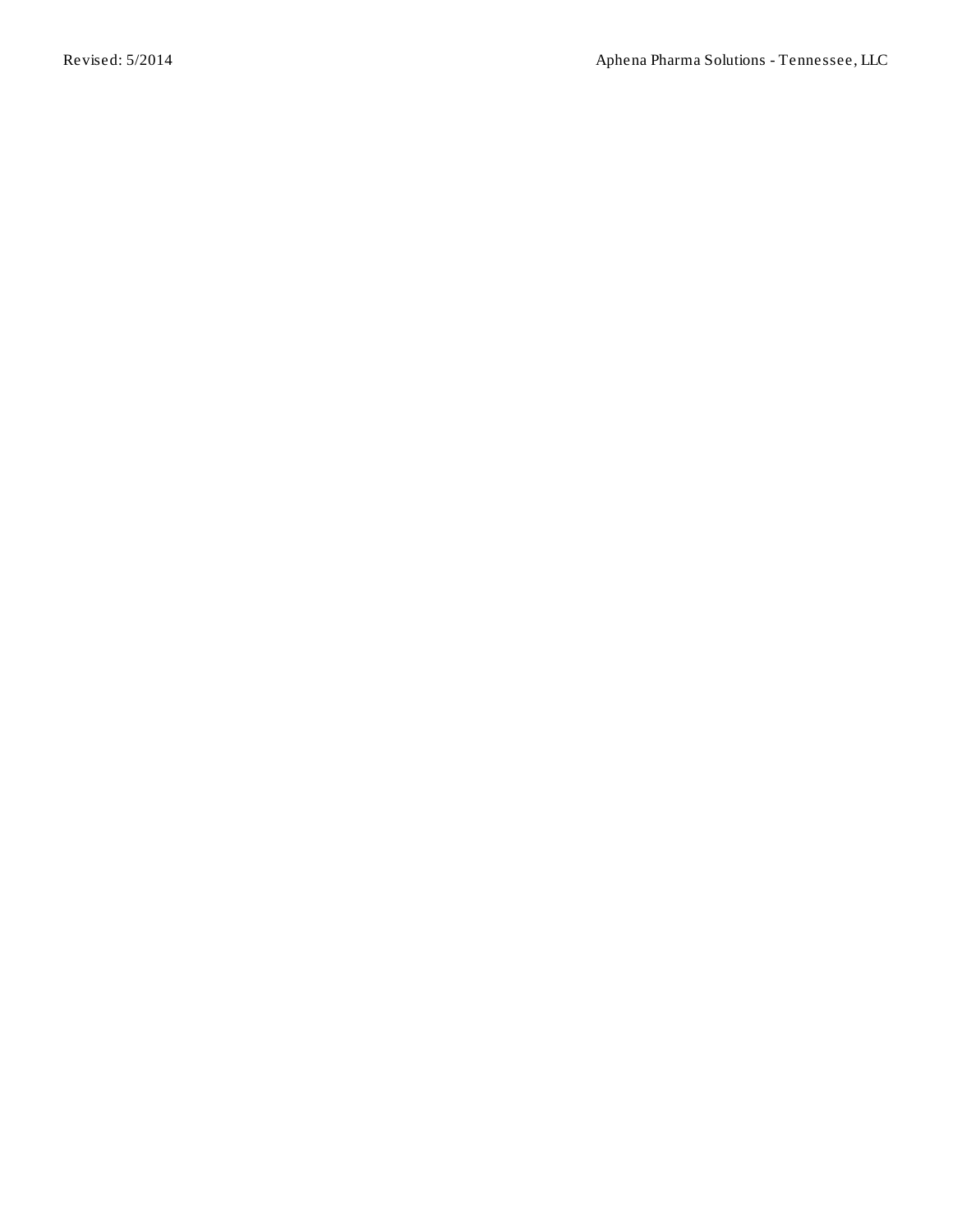Revised: 5/2014

Aphena Pharma Solutions - Tennessee, LLC